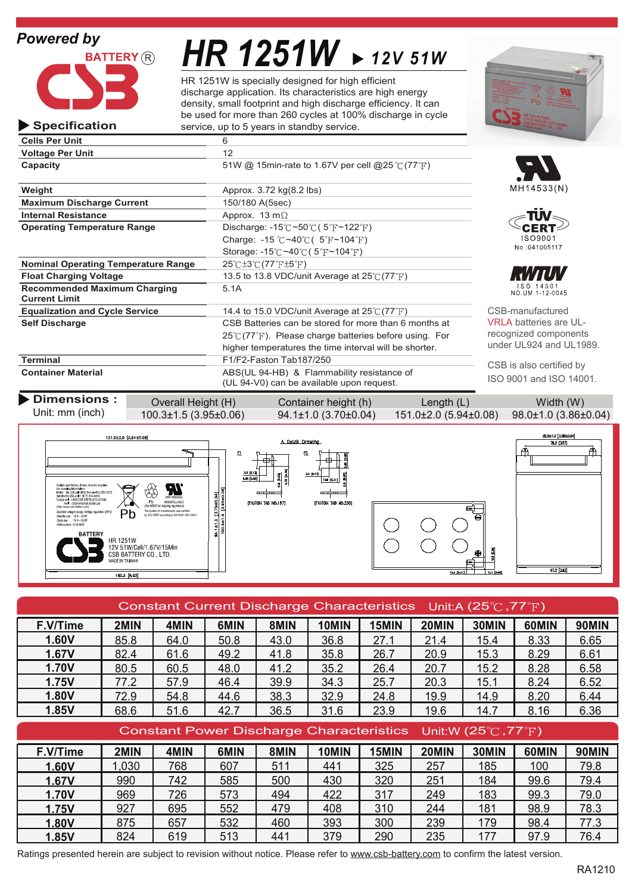**Powered by**

BATTERY®

CSB

# HR 1251W ▶ 12V 51W

HR 1251W is specially designed for high efficient discharge application. Its characteristics are high energy density, small footprint and high discharge efficiency. It can be used for more than 260 cycles at 100% discharge in cycle service, up to 5 years in standby service.

## ▶ Specification

| | |
|---|---|
| **Cells Per Unit** | 6 |
| **Voltage Per Unit** | 12 |
| **Capacity** | 51W @ 15min-rate to 1.67V per cell @25℃(77℉) |
| **Weight** | Approx. 3.72 kg(8.2 lbs) |
| **Maximum Discharge Current** | 150/180 A(5sec) |
| **Internal Resistance** | Approx. 13 mΩ |
| **Operating Temperature Range** | Discharge: -15℃~50℃( 5℉~122℉)<br>Charge: -15 ℃~40℃( 5℉~104℉)<br>Storage: -15℃~40℃( 5℉~104℉) |
| **Nominal Operating Temperature Range** | 25℃±3℃(77℉±5℉) |
| **Float Charging Voltage** | 13.5 to 13.8 VDC/unit Average at 25℃(77℉) |
| **Recommended Maximum Charging Current Limit** | 5.1A |
| **Equalization and Cycle Service** | 14.4 to 15.0 VDC/unit Average at 25℃(77℉) |
| **Self Discharge** | CSB Batteries can be stored for more than 6 months at 25℃(77℉). Please charge batteries before using. For higher temperatures the time interval will be shorter. |
| **Terminal** | F1/F2-Faston Tab187/250 |
| **Container Material** | ABS(UL 94-HB) & Flammability resistance of (UL 94-V0) can be available upon request. |

MH14533(N)

TÜV CERT ISO9001 No :041005117

RWTÜV ISO 14001 NO.UM 1-12-0045

CSB-manufactured VRLA batteries are UL-recognized components under UL924 and UL1989.

CSB is also certified by ISO 9001 and ISO 14001.

## ▶ Dimensions :

Unit: mm (inch)

| Overall Height (H) | Container height (h) | Length (L) | Width (W) |
|---|---|---|---|
| 100.3±1.5 (3.95±0.06) | 94.1±1.0 (3.70±0.04) | 151.0±2.0 (5.94±0.08) | 98.0±1.0 (3.86±0.04) |

## Constant Current Discharge Characteristics Unit:A (25℃,77℉)

| F.V/Time | 2MIN | 4MIN | 6MIN | 8MIN | 10MIN | 15MIN | 20MIN | 30MIN | 60MIN | 90MIN |
|---|---|---|---|---|---|---|---|---|---|---|
| 1.60V | 85.8 | 64.0 | 50.8 | 43.0 | 36.8 | 27.1 | 21.4 | 15.4 | 8.33 | 6.65 |
| 1.67V | 82.4 | 61.6 | 49.2 | 41.8 | 35.8 | 26.7 | 20.9 | 15.3 | 8.29 | 6.61 |
| 1.70V | 80.5 | 60.5 | 48.0 | 41.2 | 35.2 | 26.4 | 20.7 | 15.2 | 8.28 | 6.58 |
| 1.75V | 77.2 | 57.9 | 46.4 | 39.9 | 34.3 | 25.7 | 20.3 | 15.1 | 8.24 | 6.52 |
| 1.80V | 72.9 | 54.8 | 44.6 | 38.3 | 32.9 | 24.8 | 19.9 | 14.9 | 8.20 | 6.44 |
| 1.85V | 68.6 | 51.6 | 42.7 | 36.5 | 31.6 | 23.9 | 19.6 | 14.7 | 8.16 | 6.36 |

## Constant Power Discharge Characteristics Unit:W (25℃,77℉)

| F.V/Time | 2MIN | 4MIN | 6MIN | 8MIN | 10MIN | 15MIN | 20MIN | 30MIN | 60MIN | 90MIN |
|---|---|---|---|---|---|---|---|---|---|---|
| 1.60V | 1,030 | 768 | 607 | 511 | 441 | 325 | 257 | 185 | 100 | 79.8 |
| 1.67V | 990 | 742 | 585 | 500 | 430 | 320 | 251 | 184 | 99.6 | 79.4 |
| 1.70V | 969 | 726 | 573 | 494 | 422 | 317 | 249 | 183 | 99.3 | 79.0 |
| 1.75V | 927 | 695 | 552 | 479 | 408 | 310 | 244 | 181 | 98.9 | 78.3 |
| 1.80V | 875 | 657 | 532 | 460 | 393 | 300 | 239 | 179 | 98.4 | 77.3 |
| 1.85V | 824 | 619 | 513 | 441 | 379 | 290 | 235 | 177 | 97.9 | 76.4 |

Ratings presented herein are subject to revision without notice. Please refer to www.csb-battery.com to confirm the latest version.

RA1210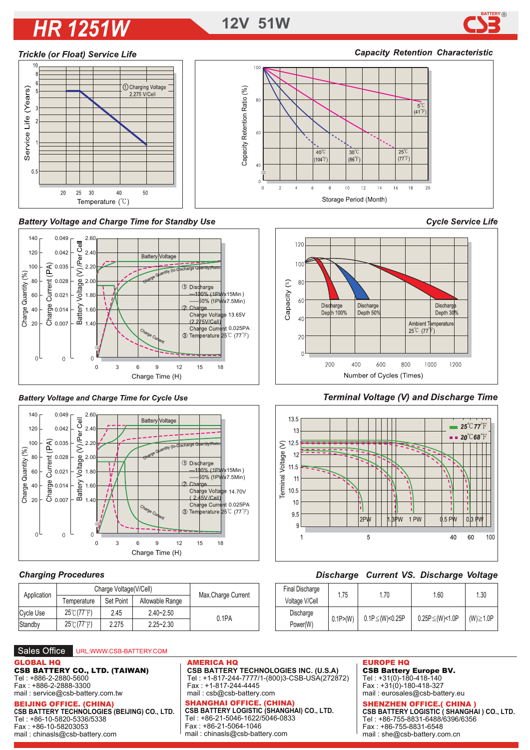# HR 1251W

12V 51W

## Trickle (or Float) Service Life

Service Life (Years)

10, 8, 6, 5, 3, 2, 1, 0.5

① Charging Voltage 2.275 V/Cell

20 25 30 40 50

Temperature (℃)

## Capacity Retention Characteristic

Capacity Retention Ratio (%)

100, 80, 60, 40, 0

5℃ (41℉)

40℃ (104℉)

30℃ (86℉)

25℃ (77℉)

0 2 4 6 8 10 12 14 16 18 20

Storage Period (Month)

## Battery Voltage and Charge Time for Standby Use

Charge Quantity (%): 140, 120, 100, 80, 60, 40, 20, 0

Charge Current (PA): 0.049, 0.042, 0.035, 0.028, 0.021, 0.014, 0.007, 0

Battery Voltage (V)/Per Cell: 2.60, 2.40, 2.20, 2.00, 1.80, 1.60, 1.40, 0

Battery Voltage

Charge Quantity (to-Discharge Quantity)Ratio

Charge Current

① Discharge
—100% (1PWx15Min)
-----50% (1PWx7.5Min)
② Charge
Charge Voltage 13.65V (2.275V/Cell)
Charge Current 0.025PA
③ Temperature 25℃ (77℉)

0 3 6 9 12 15 18

Charge Time (H)

## Cycle Service Life

Capacity (%)

120, 100, 80, 60, 40, 20, 0

Discharge Depth 100%

Discharge Depth 50%

Discharge Depth 30%

Ambient Temperature 25℃ (77℉)

200 400 600 800 1000 1200

Number of Cycles (Times)

## Battery Voltage and Charge Time for Cycle Use

Charge Quantity (%): 140, 120, 100, 80, 60, 40, 20, 0

Charge Current (PA): 0.049, 0.042, 0.035, 0.028, 0.021, 0.014, 0.007, 0

Battery Voltage (V)/Per Cell: 2.60, 2.40, 2.20, 2.00, 1.80, 1.60, 1.40, 0

Battery Voltage

Charge Quantity (to-Discharge Quantity)Ratio

Charge Current

① Discharge
—100% (1PWx15Min)
-----50% (1PWx7.5Min)
② Charge
Charge Voltage 14.70V (2.45V/Cell)
Charge Current 0.025PA
③ Temperature 25℃ (77℉)

0 3 6 9 12 15 18

Charge Time (H)

## Terminal Voltage (V) and Discharge Time

Terminal Voltage (V)

13.5, 13, 12.5, 12, 11.5, 11, 10.5, 10, 9.5, 9

25℃77℉

20℃68℉

2PW 1.3PW 1 PW 0.5 PW 0.3 PW

1 5 40 60 100

## Charging Procedures

| Application | Charge Voltage(V/Cell) | | | Max.Charge Current |
|---|---|---|---|---|
| | Temperature | Set Point | Allowable Range | |
| Cycle Use | 25℃(77℉) | 2.45 | 2.40~2.50 | 0.1PA |
| Standby | 25℃(77℉) | 2.275 | 2.25~2.30 | |

## Discharge Current VS. Discharge Voltage

| Final Discharge Voltage V/Cell | 1.75 | 1.70 | 1.60 | 1.30 |
|---|---|---|---|---|
| Discharge Power(W) | 0.1P>(W) | 0.1P≦(W)<0.25P | 0.25P≦(W)<1.0P | (W)≧1.0P |

## Sales Office

URL:WWW.CSB-BATTERY.COM

**GLOBAL HQ**
**CSB BATTERY CO., LTD. (TAIWAN)**
Tel : +886-2-2880-5600
Fax : +886-2-2888-3300
mail : service@csb-battery.com.tw

**AMERICA HQ**
**CSB BATTERY TECHNOLOGIES INC. (U.S.A)**
Tel : +1-817-244-7777/1-(800)3-CSB-USA(272872)
Fax : +1-817-244-4445
mail : csb@csb-battery.com

**EUROPE HQ**
**CSB Battery Europe BV.**
Tel : +31(0)-180-418-140
Fax : +31(0)-180-418-327
mail : eurosales@csb-battery.eu

**BEIJING OFFICE. (CHINA)**
**CSB BATTERY TECHNOLOGIES (BEIJING) CO., LTD.**
Tel : +86-10-5820-5336/5338
Fax : +86-10-58203053
mail : chinasls@csb-battery.com

**SHANGHAI OFFICE. (CHINA)**
**CSB BATTERY LOGISTIC (SHANGHAI) CO., LTD.**
Tel : +86-21-5046-1622/5046-0833
Fax : +86-21-5064-1046
mail : chinasls@csb-battery.com

**SHENZHEN OFFICE.( CHINA )**
**CSB BATTERY LOGISTIC ( SHANGHAI ) CO., LTD.**
Tel : +86-755-8831-6488/6396/6356
Fax : +86-755-8831-6548
mail : she@csb-battery.com.cn